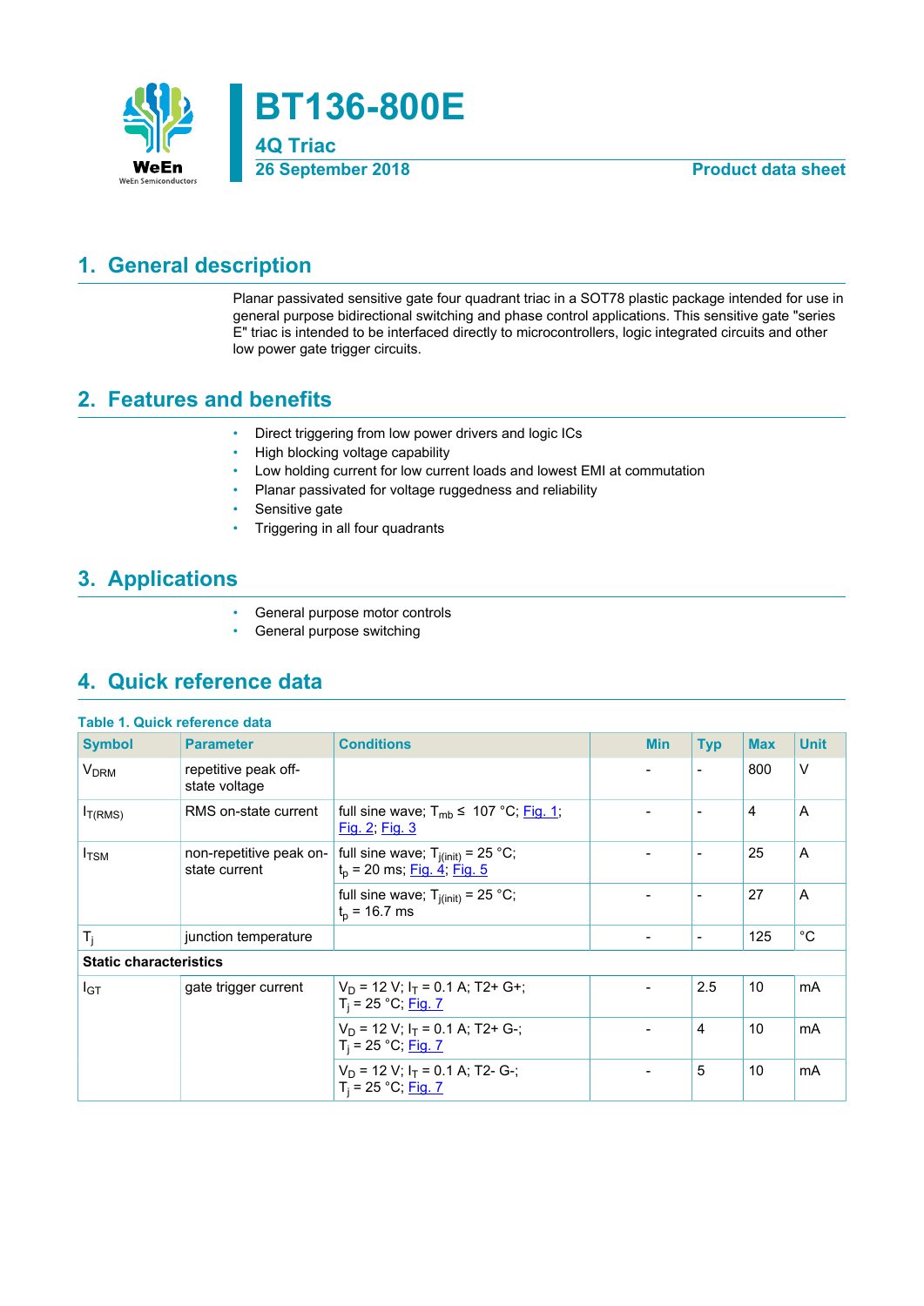# BT136-800E

**4Q Triac**

**26 September 2018** — **Product data sheet**

## 1. General description

Planar passivated sensitive gate four quadrant triac in a SOT78 plastic package intended for use in general purpose bidirectional switching and phase control applications. This sensitive gate "series E" triac is intended to be interfaced directly to microcontrollers, logic integrated circuits and other low power gate trigger circuits.

## 2. Features and benefits

- Direct triggering from low power drivers and logic ICs
- High blocking voltage capability
- Low holding current for low current loads and lowest EMI at commutation
- Planar passivated for voltage ruggedness and reliability
- Sensitive gate
- Triggering in all four quadrants

## 3. Applications

- General purpose motor controls
- General purpose switching

## 4. Quick reference data

**Table 1. Quick reference data**

| Symbol | Parameter | Conditions | Min | Typ | Max | Unit |
|---|---|---|---|---|---|---|
| $V_{DRM}$ | repetitive peak off-state voltage | | - | - | 800 | V |
| $I_{T(RMS)}$ | RMS on-state current | full sine wave; $T_{mb} \leq$ 107 °C; Fig. 1; Fig. 2; Fig. 3 | - | - | 4 | A |
| $I_{TSM}$ | non-repetitive peak on-state current | full sine wave; $T_{j(init)}$ = 25 °C; $t_p$ = 20 ms; Fig. 4; Fig. 5 | - | - | 25 | A |
| | | full sine wave; $T_{j(init)}$ = 25 °C; $t_p$ = 16.7 ms | - | - | 27 | A |
| $T_j$ | junction temperature | | - | - | 125 | °C |
| **Static characteristics** | | | | | | |
| $I_{GT}$ | gate trigger current | $V_D$ = 12 V; $I_T$ = 0.1 A; T2+ G+; $T_j$ = 25 °C; Fig. 7 | - | 2.5 | 10 | mA |
| | | $V_D$ = 12 V; $I_T$ = 0.1 A; T2+ G-; $T_j$ = 25 °C; Fig. 7 | - | 4 | 10 | mA |
| | | $V_D$ = 12 V; $I_T$ = 0.1 A; T2- G-; $T_j$ = 25 °C; Fig. 7 | - | 5 | 10 | mA |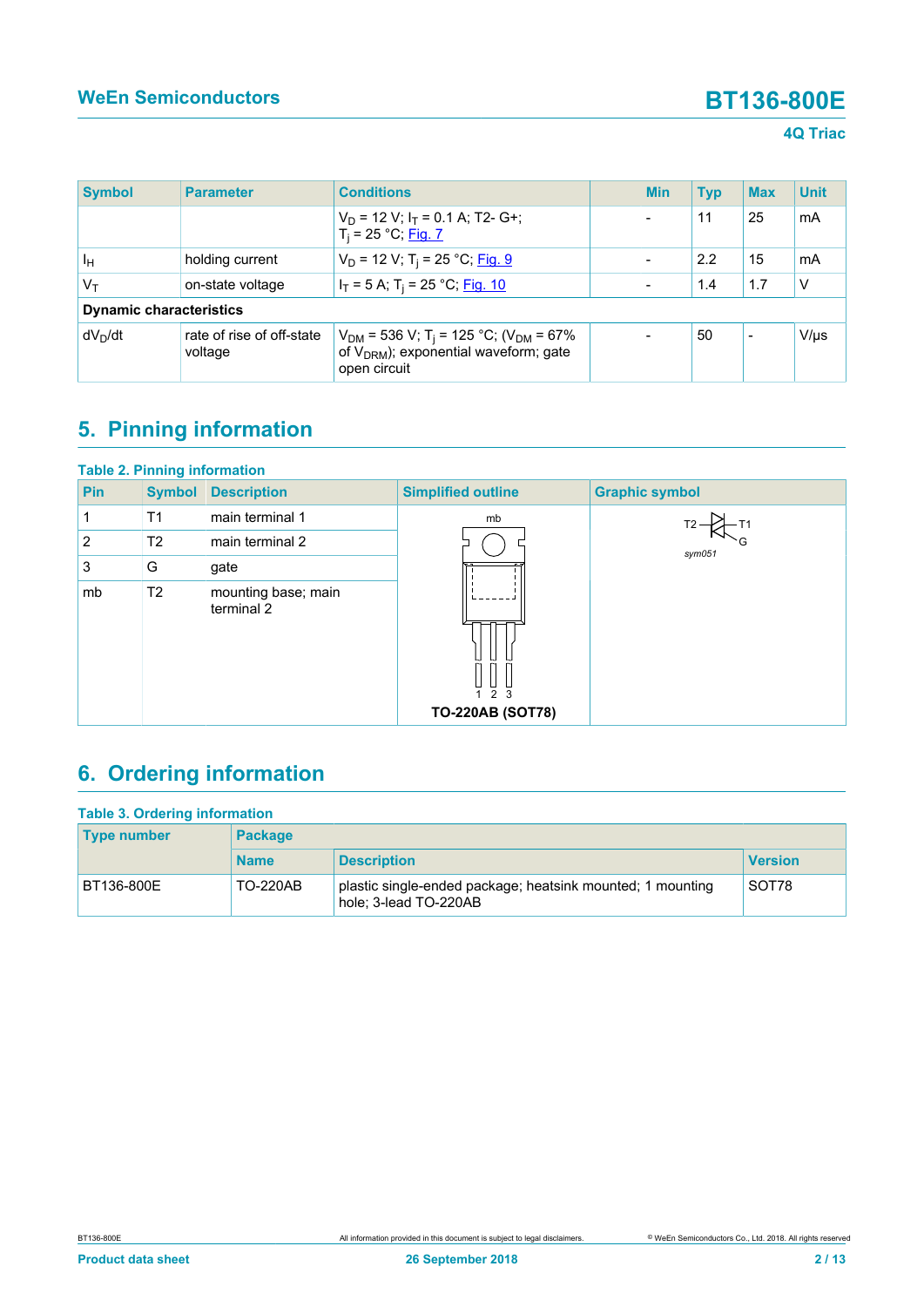| Symbol | Parameter | Conditions | Min | Typ | Max | Unit |
|---|---|---|---|---|---|---|
| | | $V_D$ = 12 V; $I_T$ = 0.1 A; T2- G+; $T_j$ = 25 °C; Fig. 7 | - | 11 | 25 | mA |
| $I_H$ | holding current | $V_D$ = 12 V; $T_j$ = 25 °C; Fig. 9 | - | 2.2 | 15 | mA |
| $V_T$ | on-state voltage | $I_T$ = 5 A; $T_j$ = 25 °C; Fig. 10 | - | 1.4 | 1.7 | V |
| **Dynamic characteristics** | | | | | | |
| $dV_D/dt$ | rate of rise of off-state voltage | $V_{DM}$ = 536 V; $T_j$ = 125 °C; ($V_{DM}$ = 67% of $V_{DRM}$); exponential waveform; gate open circuit | - | 50 | - | V/µs |

## 5. Pinning information

**Table 2. Pinning information**

| Pin | Symbol | Description | Simplified outline | Graphic symbol |
|---|---|---|---|---|
| 1 | T1 | main terminal 1 | TO-220AB (SOT78) | sym051 |
| 2 | T2 | main terminal 2 | | |
| 3 | G | gate | | |
| mb | T2 | mounting base; main terminal 2 | | |

## 6. Ordering information

**Table 3. Ordering information**

| Type number | Package | | |
|---|---|---|---|
| | Name | Description | Version |
| BT136-800E | TO-220AB | plastic single-ended package; heatsink mounted; 1 mounting hole; 3-lead TO-220AB | SOT78 |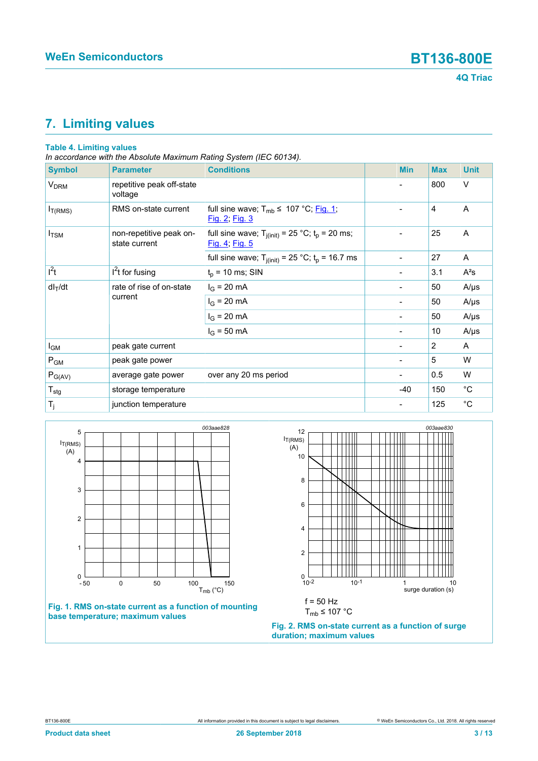## 7. Limiting values

**Table 4. Limiting values**

*In accordance with the Absolute Maximum Rating System (IEC 60134).*

| Symbol | Parameter | Conditions | Min | Max | Unit |
|---|---|---|---|---|---|
| $V_{DRM}$ | repetitive peak off-state voltage | | - | 800 | V |
| $I_{T(RMS)}$ | RMS on-state current | full sine wave; $T_{mb} \leq$ 107 °C; Fig. 1; Fig. 2; Fig. 3 | - | 4 | A |
| $I_{TSM}$ | non-repetitive peak on-state current | full sine wave; $T_{j(init)}$ = 25 °C; $t_p$ = 20 ms; Fig. 4; Fig. 5 | - | 25 | A |
| | | full sine wave; $T_{j(init)}$ = 25 °C; $t_p$ = 16.7 ms | - | 27 | A |
| $I^2t$ | $I^2t$ for fusing | $t_p$ = 10 ms; SIN | - | 3.1 | A²s |
| $dI_T/dt$ | rate of rise of on-state current | $I_G$ = 20 mA | - | 50 | A/µs |
| | | $I_G$ = 20 mA | - | 50 | A/µs |
| | | $I_G$ = 20 mA | - | 50 | A/µs |
| | | $I_G$ = 50 mA | - | 10 | A/µs |
| $I_{GM}$ | peak gate current | | - | 2 | A |
| $P_{GM}$ | peak gate power | | - | 5 | W |
| $P_{G(AV)}$ | average gate power | over any 20 ms period | - | 0.5 | W |
| $T_{stg}$ | storage temperature | | -40 | 150 | °C |
| $T_j$ | junction temperature | | - | 125 | °C |

**Fig. 1. RMS on-state current as a function of mounting base temperature; maximum values**

f = 50 Hz

$T_{mb} \leq$ 107 °C

**Fig. 2. RMS on-state current as a function of surge duration; maximum values**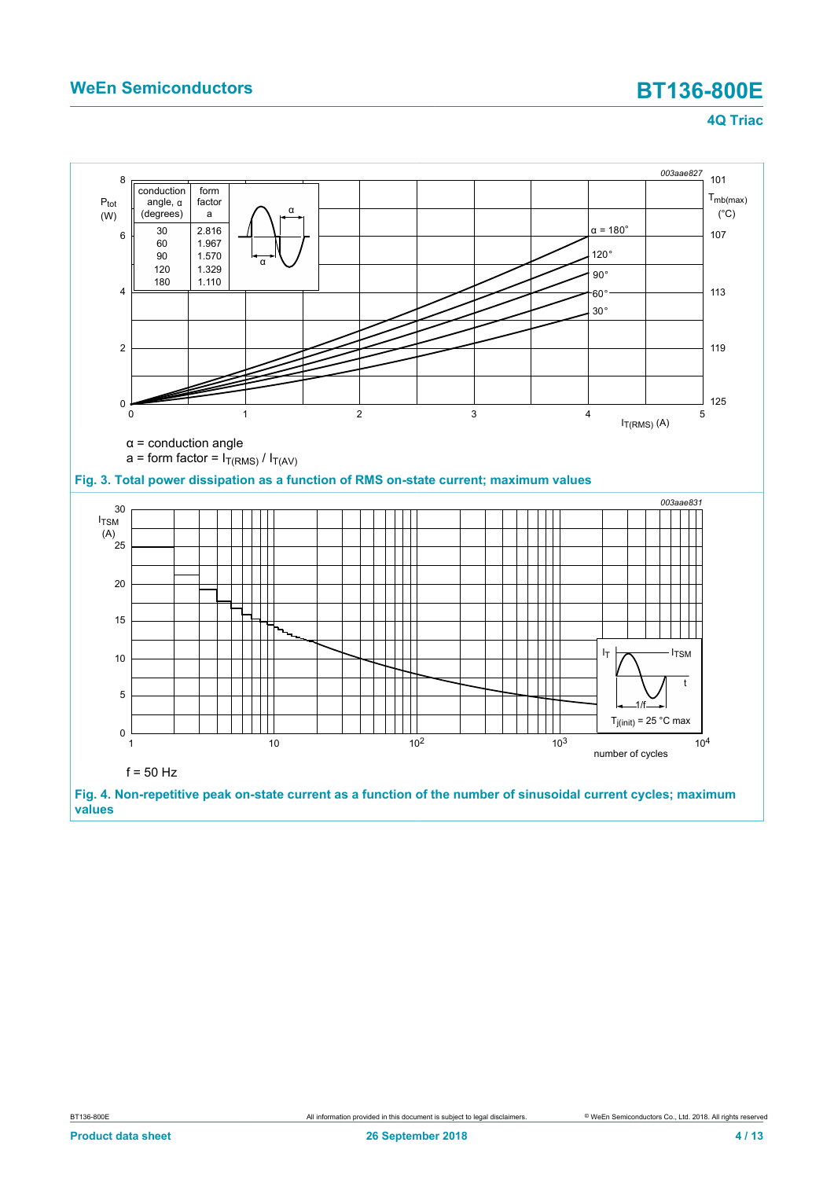| conduction angle, α (degrees) | form factor a |
|---|---|
| 30 | 2.816 |
| 60 | 1.967 |
| 90 | 1.570 |
| 120 | 1.329 |
| 180 | 1.110 |

α = conduction angle

a = form factor = $I_{T(RMS)}$ / $I_{T(AV)}$

**Fig. 3. Total power dissipation as a function of RMS on-state current; maximum values**

f = 50 Hz

**Fig. 4. Non-repetitive peak on-state current as a function of the number of sinusoidal current cycles; maximum values**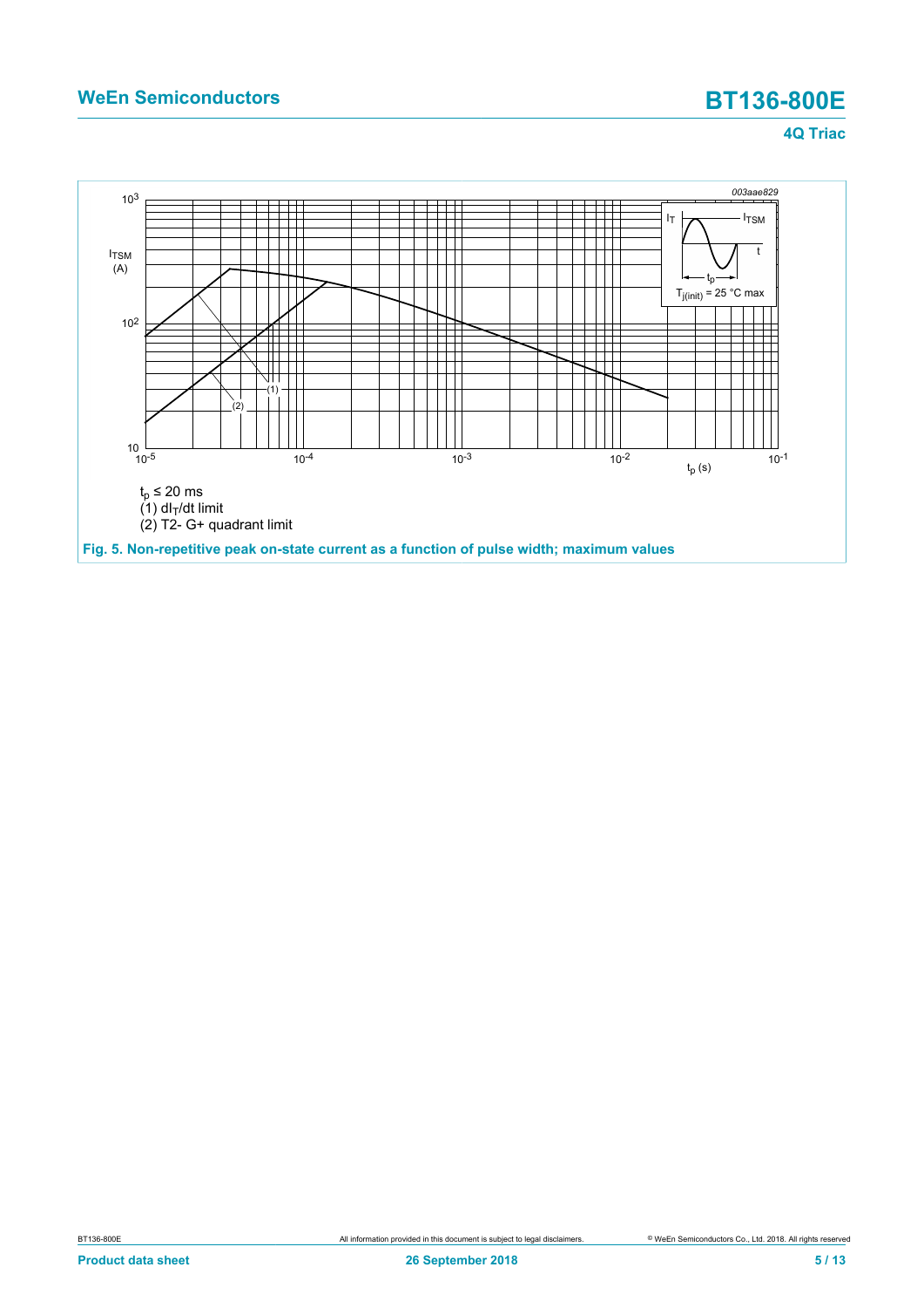$t_p \leq 20$ ms

(1) $dI_T/dt$ limit

(2) T2- G+ quadrant limit

**Fig. 5. Non-repetitive peak on-state current as a function of pulse width; maximum values**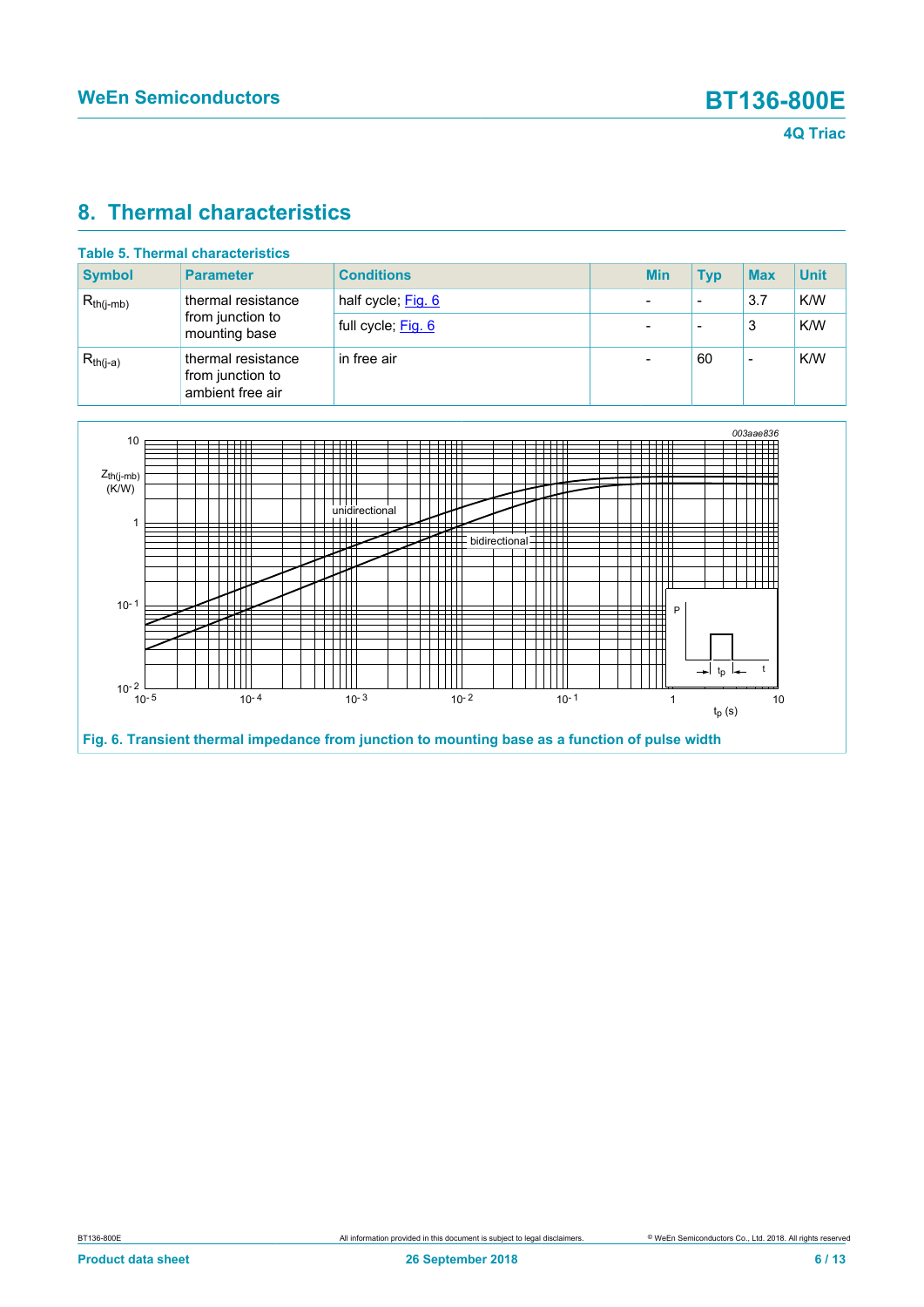## 8. Thermal characteristics

**Table 5. Thermal characteristics**

| Symbol | Parameter | Conditions | Min | Typ | Max | Unit |
|---|---|---|---|---|---|---|
| $R_{th(j-mb)}$ | thermal resistance from junction to mounting base | half cycle; Fig. 6 | - | - | 3.7 | K/W |
| | | full cycle; Fig. 6 | - | - | 3 | K/W |
| $R_{th(j-a)}$ | thermal resistance from junction to ambient free air | in free air | - | 60 | - | K/W |

Fig. 6. Transient thermal impedance from junction to mounting base as a function of pulse width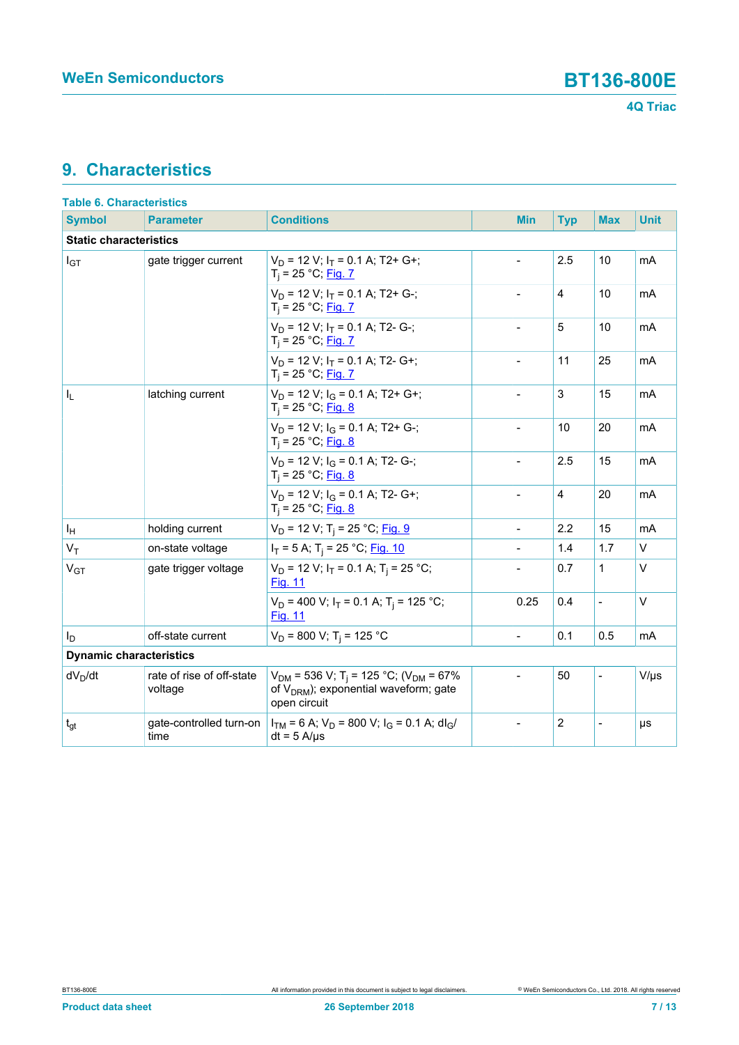## 9. Characteristics

**Table 6. Characteristics**

| Symbol | Parameter | Conditions | Min | Typ | Max | Unit |
|---|---|---|---|---|---|---|
| **Static characteristics** | | | | | | |
| $I_{GT}$ | gate trigger current | $V_D$ = 12 V; $I_T$ = 0.1 A; T2+ G+; $T_j$ = 25 °C; Fig. 7 | - | 2.5 | 10 | mA |
| | | $V_D$ = 12 V; $I_T$ = 0.1 A; T2+ G-; $T_j$ = 25 °C; Fig. 7 | - | 4 | 10 | mA |
| | | $V_D$ = 12 V; $I_T$ = 0.1 A; T2- G-; $T_j$ = 25 °C; Fig. 7 | - | 5 | 10 | mA |
| | | $V_D$ = 12 V; $I_T$ = 0.1 A; T2- G+; $T_j$ = 25 °C; Fig. 7 | - | 11 | 25 | mA |
| $I_L$ | latching current | $V_D$ = 12 V; $I_G$ = 0.1 A; T2+ G+; $T_j$ = 25 °C; Fig. 8 | - | 3 | 15 | mA |
| | | $V_D$ = 12 V; $I_G$ = 0.1 A; T2+ G-; $T_j$ = 25 °C; Fig. 8 | - | 10 | 20 | mA |
| | | $V_D$ = 12 V; $I_G$ = 0.1 A; T2- G-; $T_j$ = 25 °C; Fig. 8 | - | 2.5 | 15 | mA |
| | | $V_D$ = 12 V; $I_G$ = 0.1 A; T2- G+; $T_j$ = 25 °C; Fig. 8 | - | 4 | 20 | mA |
| $I_H$ | holding current | $V_D$ = 12 V; $T_j$ = 25 °C; Fig. 9 | - | 2.2 | 15 | mA |
| $V_T$ | on-state voltage | $I_T$ = 5 A; $T_j$ = 25 °C; Fig. 10 | - | 1.4 | 1.7 | V |
| $V_{GT}$ | gate trigger voltage | $V_D$ = 12 V; $I_T$ = 0.1 A; $T_j$ = 25 °C; Fig. 11 | - | 0.7 | 1 | V |
| | | $V_D$ = 400 V; $I_T$ = 0.1 A; $T_j$ = 125 °C; Fig. 11 | 0.25 | 0.4 | - | V |
| $I_D$ | off-state current | $V_D$ = 800 V; $T_j$ = 125 °C | - | 0.1 | 0.5 | mA |
| **Dynamic characteristics** | | | | | | |
| $dV_D/dt$ | rate of rise of off-state voltage | $V_{DM}$ = 536 V; $T_j$ = 125 °C; ($V_{DM}$ = 67% of $V_{DRM}$); exponential waveform; gate open circuit | - | 50 | - | V/μs |
| $t_{gt}$ | gate-controlled turn-on time | $I_{TM}$ = 6 A; $V_D$ = 800 V; $I_G$ = 0.1 A; $dI_G/dt$ = 5 A/μs | - | 2 | - | μs |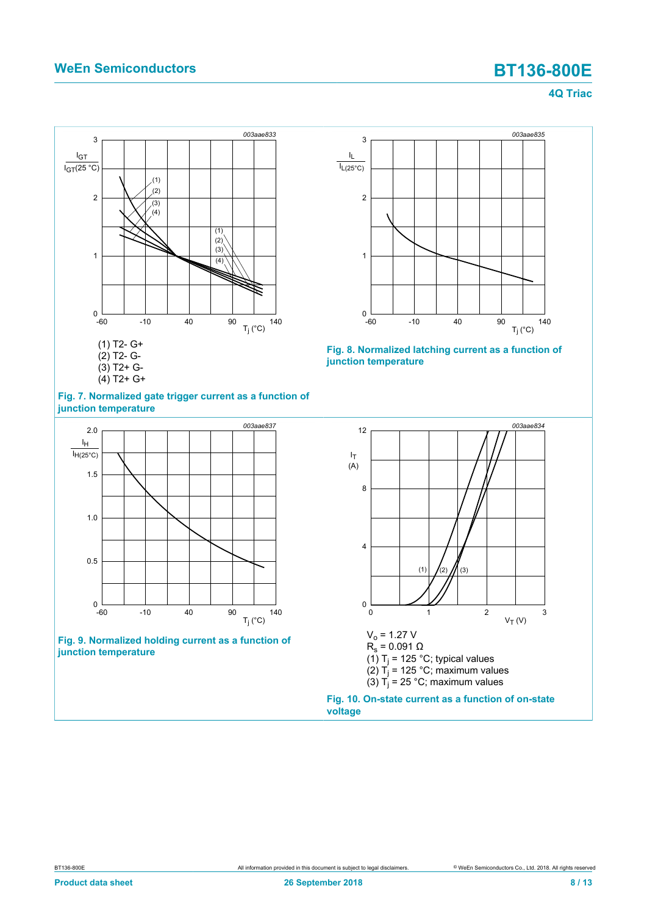(1) T2- G+
(2) T2- G-
(3) T2+ G-
(4) T2+ G+

**Fig. 7. Normalized gate trigger current as a function of junction temperature**

**Fig. 8. Normalized latching current as a function of junction temperature**

**Fig. 9. Normalized holding current as a function of junction temperature**

$V_o$ = 1.27 V
$R_s$ = 0.091 Ω
(1) $T_j$ = 125 °C; typical values
(2) $T_j$ = 125 °C; maximum values
(3) $T_j$ = 25 °C; maximum values

**Fig. 10. On-state current as a function of on-state voltage**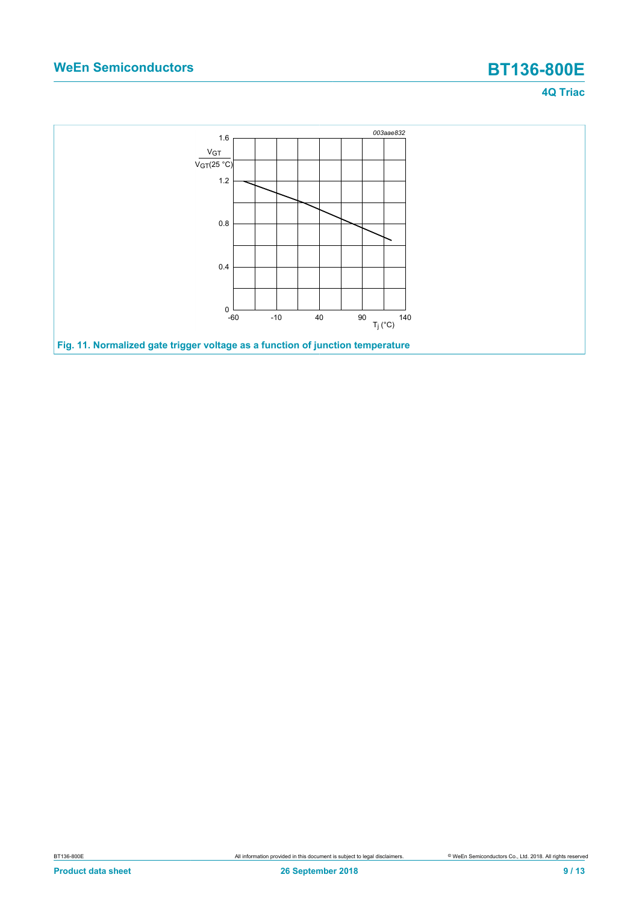Fig. 11. Normalized gate trigger voltage as a function of junction temperature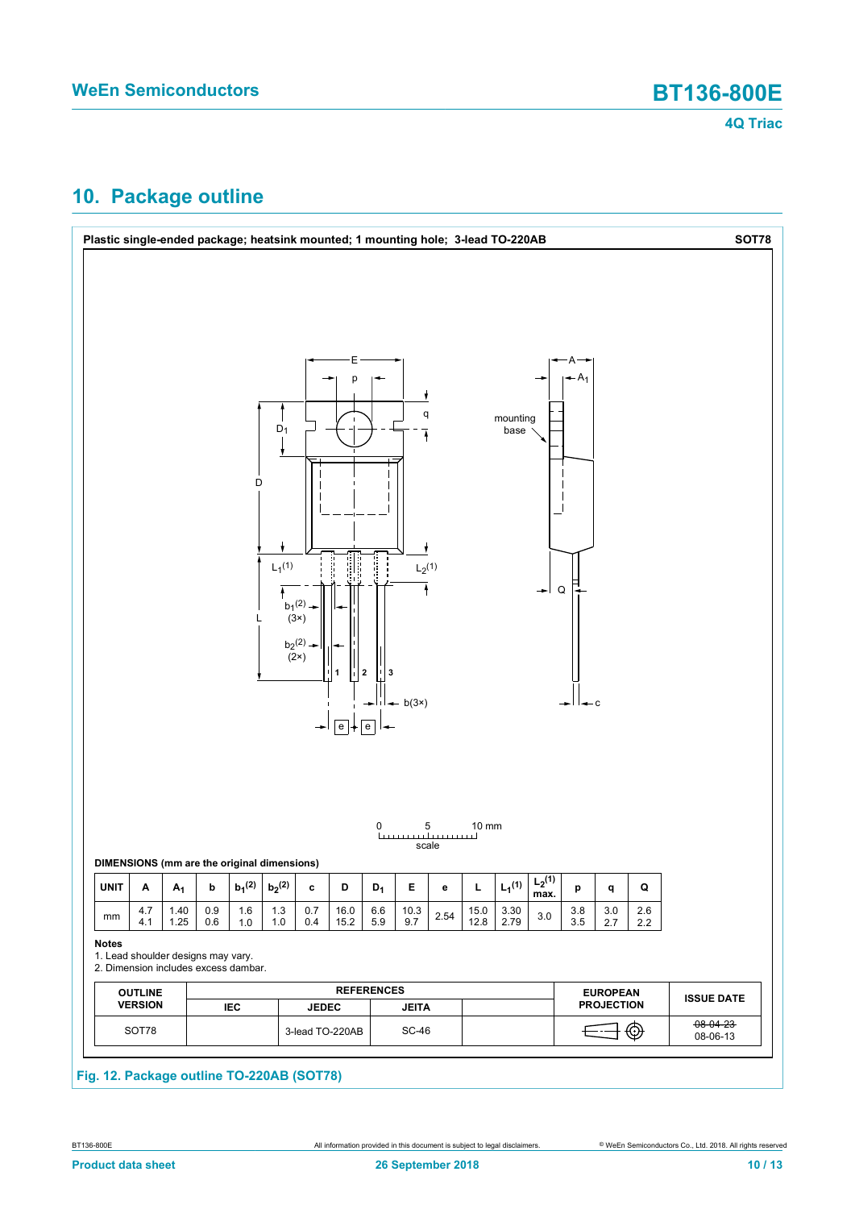## 10. Package outline

**Plastic single-ended package; heatsink mounted; 1 mounting hole; 3-lead TO-220AB** — **SOT78**

**DIMENSIONS (mm are the original dimensions)**

| UNIT | A | $A_1$ | b | $b_1$(2) | $b_2$(2) | c | D | $D_1$ | E | e | L | $L_1$(1) | $L_2$(1) max. | p | q | Q |
|---|---|---|---|---|---|---|---|---|---|---|---|---|---|---|---|---|
| mm | 4.7<br>4.1 | 1.40<br>1.25 | 0.9<br>0.6 | 1.6<br>1.0 | 1.3<br>1.0 | 0.7<br>0.4 | 16.0<br>15.2 | 6.6<br>5.9 | 10.3<br>9.7 | 2.54 | 15.0<br>12.8 | 3.30<br>2.79 | 3.0 | 3.8<br>3.5 | 3.0<br>2.7 | 2.6<br>2.2 |

**Notes**

1. Lead shoulder designs may vary.
2. Dimension includes excess dambar.

| OUTLINE VERSION | REFERENCES | | | | EUROPEAN PROJECTION | ISSUE DATE |
|---|---|---|---|---|---|---|
| | IEC | JEDEC | JEITA | | | |
| SOT78 | | 3-lead TO-220AB | SC-46 | | | ~~08-04-23~~<br>08-06-13 |

**Fig. 12. Package outline TO-220AB (SOT78)**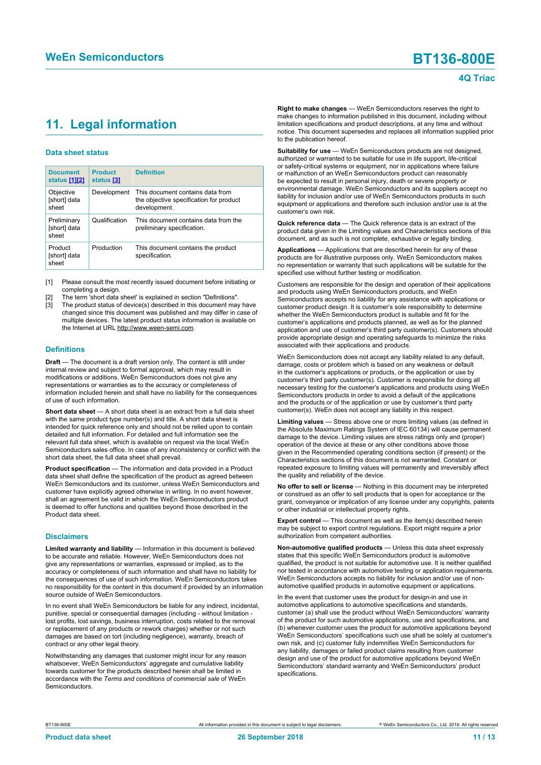## 11. Legal information

### Data sheet status

| Document status [1][2] | Product status [3] | Definition |
|---|---|---|
| Objective [short] data sheet | Development | This document contains data from the objective specification for product development. |
| Preliminary [short] data sheet | Qualification | This document contains data from the preliminary specification. |
| Product [short] data sheet | Production | This document contains the product specification. |

[1] Please consult the most recently issued document before initiating or completing a design.
[2] The term 'short data sheet' is explained in section "Definitions".
[3] The product status of device(s) described in this document may have changed since this document was published and may differ in case of multiple devices. The latest product status information is available on the Internet at URL http://www.ween-semi.com.

### Definitions

**Draft** — The document is a draft version only. The content is still under internal review and subject to formal approval, which may result in modifications or additions. WeEn Semiconductors does not give any representations or warranties as to the accuracy or completeness of information included herein and shall have no liability for the consequences of use of such information.

**Short data sheet** — A short data sheet is an extract from a full data sheet with the same product type number(s) and title. A short data sheet is intended for quick reference only and should not be relied upon to contain detailed and full information. For detailed and full information see the relevant full data sheet, which is available on request via the local WeEn Semiconductors sales office. In case of any inconsistency or conflict with the short data sheet, the full data sheet shall prevail.

**Product specification** — The information and data provided in a Product data sheet shall define the specification of the product as agreed between WeEn Semiconductors and its customer, unless WeEn Semiconductors and customer have explicitly agreed otherwise in writing. In no event however, shall an agreement be valid in which the WeEn Semiconductors product is deemed to offer functions and qualities beyond those described in the Product data sheet.

### Disclaimers

**Limited warranty and liability** — Information in this document is believed to be accurate and reliable. However, WeEn Semiconductors does not give any representations or warranties, expressed or implied, as to the accuracy or completeness of such information and shall have no liability for the consequences of use of such information. WeEn Semiconductors takes no responsibility for the content in this document if provided by an information source outside of WeEn Semiconductors.

In no event shall WeEn Semiconductors be liable for any indirect, incidental, punitive, special or consequential damages (including - without limitation - lost profits, lost savings, business interruption, costs related to the removal or replacement of any products or rework charges) whether or not such damages are based on tort (including negligence), warranty, breach of contract or any other legal theory.

Notwithstanding any damages that customer might incur for any reason whatsoever, WeEn Semiconductors' aggregate and cumulative liability towards customer for the products described herein shall be limited in accordance with the *Terms and conditions of commercial sale* of WeEn Semiconductors.

**Right to make changes** — WeEn Semiconductors reserves the right to make changes to information published in this document, including without limitation specifications and product descriptions, at any time and without notice. This document supersedes and replaces all information supplied prior to the publication hereof.

**Suitability for use** — WeEn Semiconductors products are not designed, authorized or warranted to be suitable for use in life support, life-critical or safety-critical systems or equipment, nor in applications where failure or malfunction of an WeEn Semiconductors product can reasonably be expected to result in personal injury, death or severe property or environmental damage. WeEn Semiconductors and its suppliers accept no liability for inclusion and/or use of WeEn Semiconductors products in such equipment or applications and therefore such inclusion and/or use is at the customer's own risk.

**Quick reference data** — The Quick reference data is an extract of the product data given in the Limiting values and Characteristics sections of this document, and as such is not complete, exhaustive or legally binding.

**Applications** — Applications that are described herein for any of these products are for illustrative purposes only. WeEn Semiconductors makes no representation or warranty that such applications will be suitable for the specified use without further testing or modification.

Customers are responsible for the design and operation of their applications and products using WeEn Semiconductors products, and WeEn Semiconductors accepts no liability for any assistance with applications or customer product design. It is customer's sole responsibility to determine whether the WeEn Semiconductors product is suitable and fit for the customer's applications and products planned, as well as for the planned application and use of customer's third party customer(s). Customers should provide appropriate design and operating safeguards to minimize the risks associated with their applications and products.

WeEn Semiconductors does not accept any liability related to any default, damage, costs or problem which is based on any weakness or default in the customer's applications or products, or the application or use by customer's third party customer(s). Customer is responsible for doing all necessary testing for the customer's applications and products using WeEn Semiconductors products in order to avoid a default of the applications and the products or of the application or use by customer's third party customer(s). WeEn does not accept any liability in this respect.

**Limiting values** — Stress above one or more limiting values (as defined in the Absolute Maximum Ratings System of IEC 60134) will cause permanent damage to the device. Limiting values are stress ratings only and (proper) operation of the device at these or any other conditions above those given in the Recommended operating conditions section (if present) or the Characteristics sections of this document is not warranted. Constant or repeated exposure to limiting values will permanently and irreversibly affect the quality and reliability of the device.

**No offer to sell or license** — Nothing in this document may be interpreted or construed as an offer to sell products that is open for acceptance or the grant, conveyance or implication of any license under any copyrights, patents or other industrial or intellectual property rights.

**Export control** — This document as well as the item(s) described herein may be subject to export control regulations. Export might require a prior authorization from competent authorities.

**Non-automotive qualified products** — Unless this data sheet expressly states that this specific WeEn Semiconductors product is automotive qualified, the product is not suitable for automotive use. It is neither qualified nor tested in accordance with automotive testing or application requirements. WeEn Semiconductors accepts no liability for inclusion and/or use of non-automotive qualified products in automotive equipment or applications.

In the event that customer uses the product for design-in and use in automotive applications to automotive specifications and standards, customer (a) shall use the product without WeEn Semiconductors' warranty of the product for such automotive applications, use and specifications, and (b) whenever customer uses the product for automotive applications beyond WeEn Semiconductors' specifications such use shall be solely at customer's own risk, and (c) customer fully indemnifies WeEn Semiconductors for any liability, damages or failed product claims resulting from customer design and use of the product for automotive applications beyond WeEn Semiconductors' standard warranty and WeEn Semiconductors' product specifications.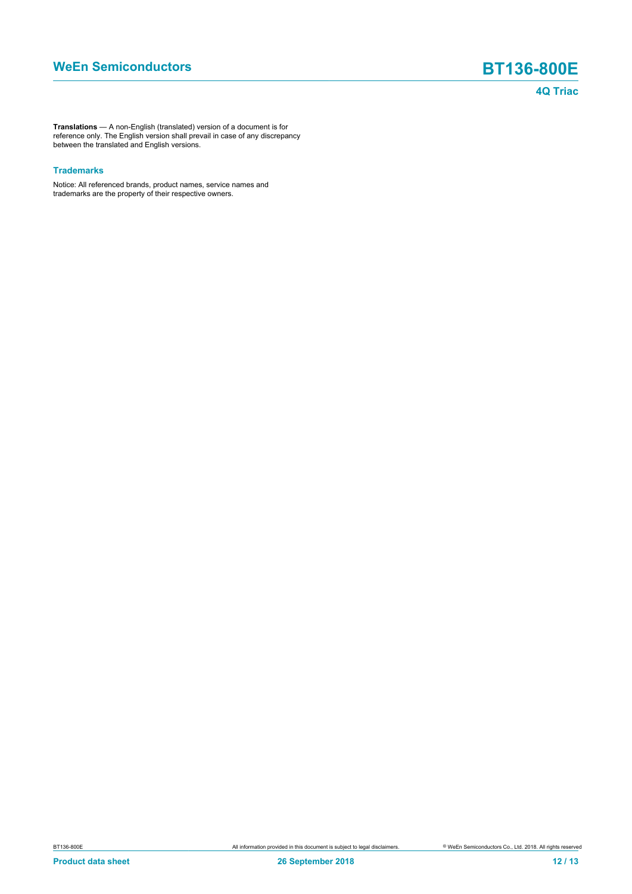**Translations** — A non-English (translated) version of a document is for reference only. The English version shall prevail in case of any discrepancy between the translated and English versions.

### Trademarks

Notice: All referenced brands, product names, service names and trademarks are the property of their respective owners.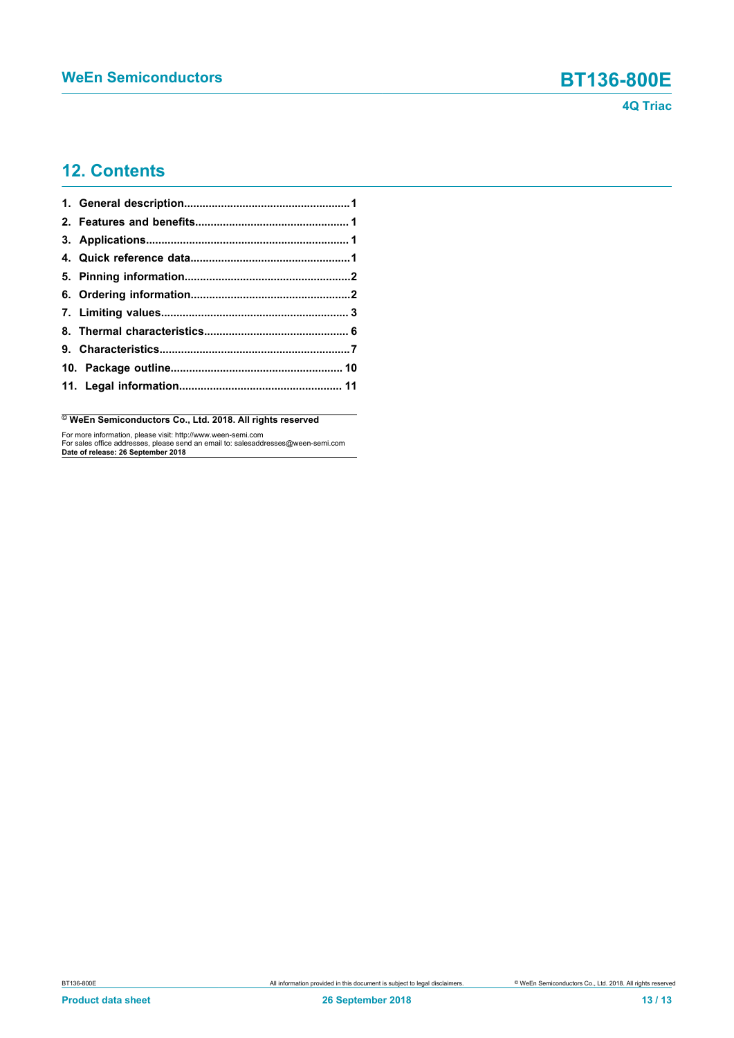## 12. Contents

**1. General description** ..... **1**
**2. Features and benefits** ..... **1**
**3. Applications** ..... **1**
**4. Quick reference data** ..... **1**
**5. Pinning information** ..... **2**
**6. Ordering information** ..... **2**
**7. Limiting values** ..... **3**
**8. Thermal characteristics** ..... **6**
**9. Characteristics** ..... **7**
**10. Package outline** ..... **10**
**11. Legal information** ..... **11**

**© WeEn Semiconductors Co., Ltd. 2018. All rights reserved**

For more information, please visit: http://www.ween-semi.com
For sales office addresses, please send an email to: salesaddresses@ween-semi.com
**Date of release: 26 September 2018**